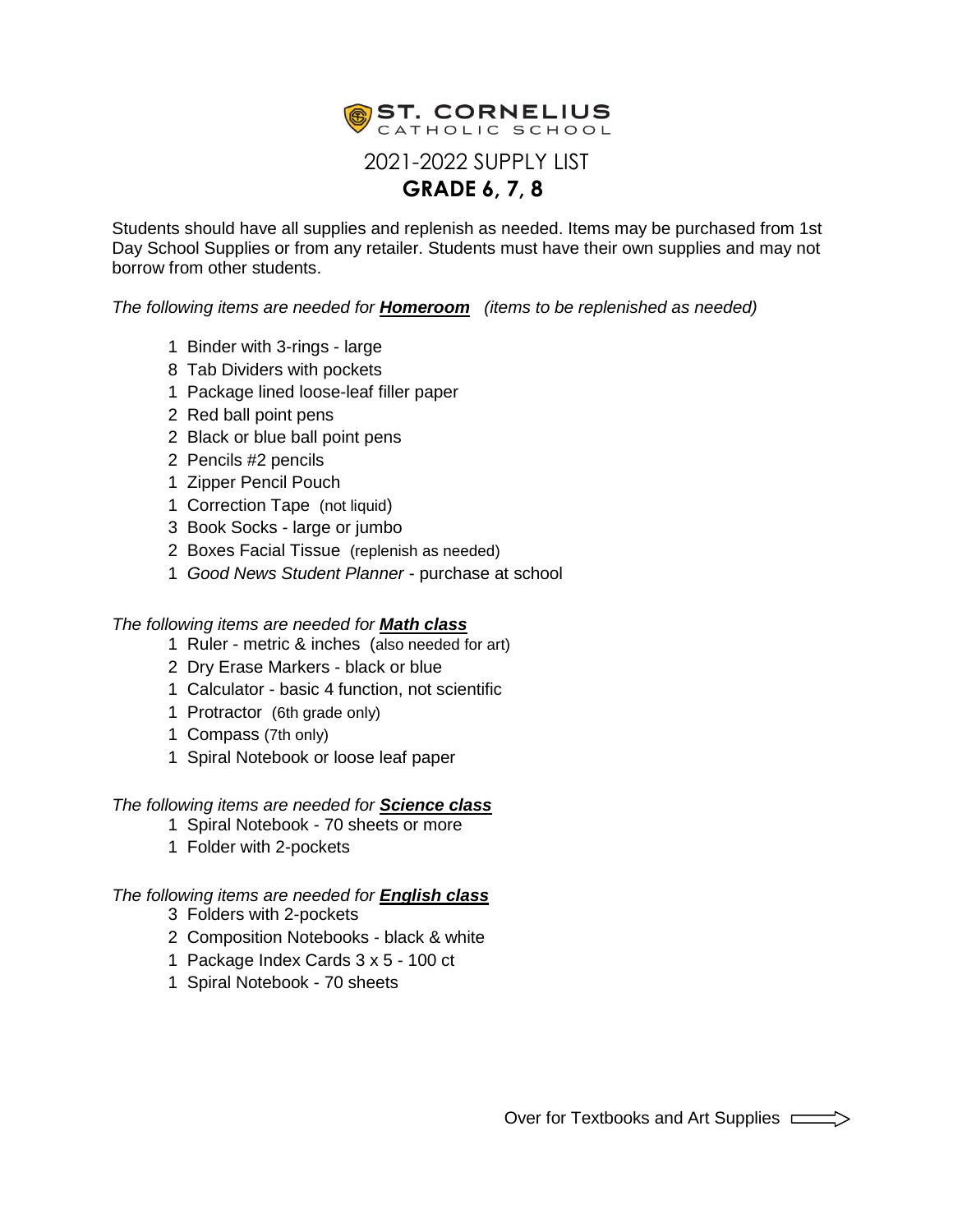# ST. CORNELIUS
CATHOLIC SCHOOL

## 2021-2022 SUPPLY LIST

## GRADE 6, 7, 8

Students should have all supplies and replenish as needed. Items may be purchased from 1st Day School Supplies or from any retailer. Students must have their own supplies and may not borrow from other students.

*The following items are needed for* ***Homeroom*** *(items to be replenished as needed)*

- 1 Binder with 3-rings - large
- 8 Tab Dividers with pockets
- 1 Package lined loose-leaf filler paper
- 2 Red ball point pens
- 2 Black or blue ball point pens
- 2 Pencils #2 pencils
- 1 Zipper Pencil Pouch
- 1 Correction Tape (not liquid)
- 3 Book Socks - large or jumbo
- 2 Boxes Facial Tissue (replenish as needed)
- 1 *Good News Student Planner* - purchase at school

*The following items are needed for* ***Math class***

- 1 Ruler - metric & inches (also needed for art)
- 2 Dry Erase Markers - black or blue
- 1 Calculator - basic 4 function, not scientific
- 1 Protractor (6th grade only)
- 1 Compass (7th only)
- 1 Spiral Notebook or loose leaf paper

*The following items are needed for* ***Science class***

- 1 Spiral Notebook - 70 sheets or more
- 1 Folder with 2-pockets

*The following items are needed for* ***English class***

- 3 Folders with 2-pockets
- 2 Composition Notebooks - black & white
- 1 Package Index Cards 3 x 5 - 100 ct
- 1 Spiral Notebook - 70 sheets

Over for Textbooks and Art Supplies ⟹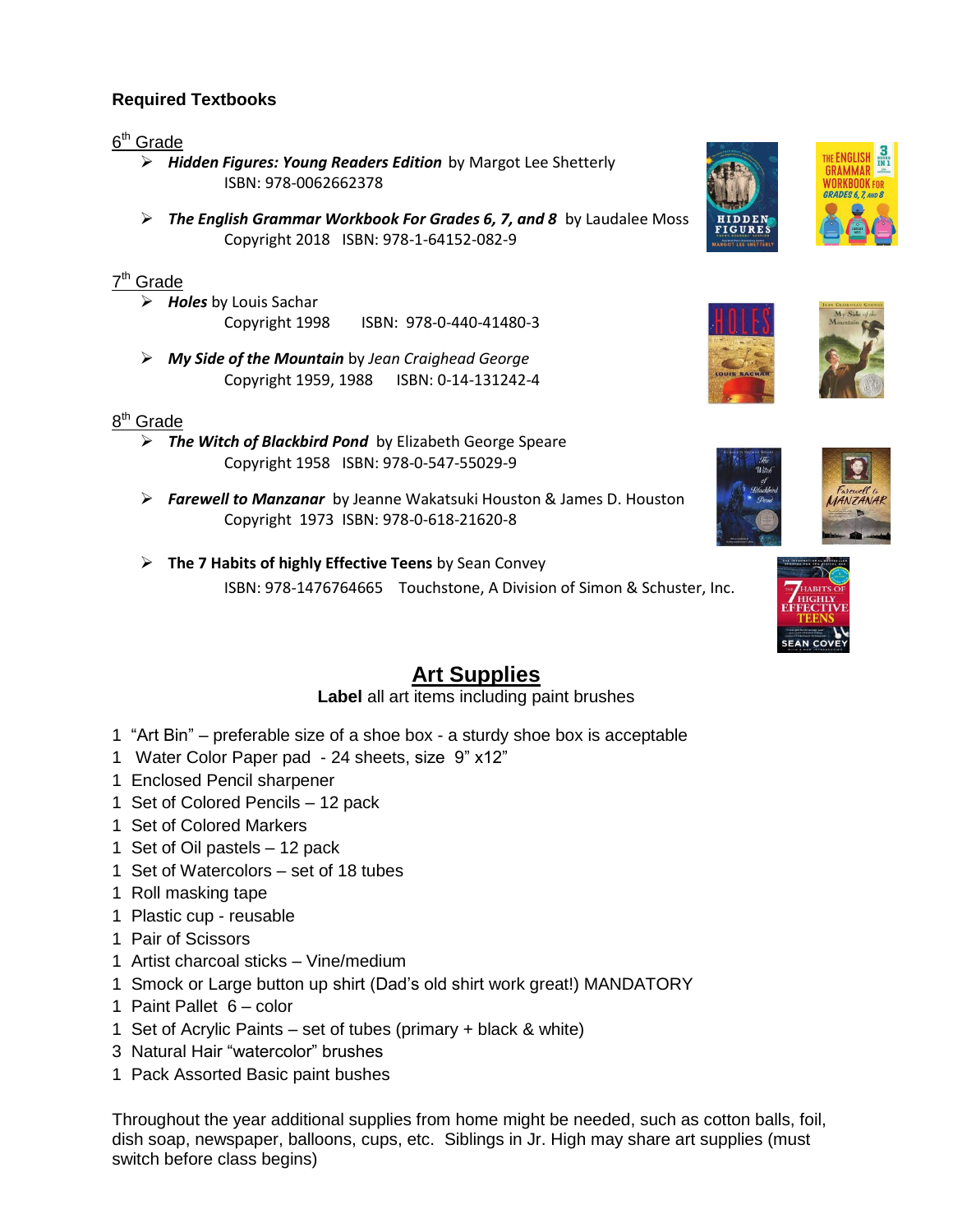**Required Textbooks**

6th Grade

- ***Hidden Figures: Young Readers Edition*** by Margot Lee Shetterly
  ISBN: 978-0062662378
- ***The English Grammar Workbook For Grades 6, 7, and 8*** by Laudalee Moss
  Copyright 2018 ISBN: 978-1-64152-082-9

7th Grade

- ***Holes*** by Louis Sachar
  Copyright 1998 ISBN: 978-0-440-41480-3
- ***My Side of the Mountain*** by *Jean Craighead George*
  Copyright 1959, 1988 ISBN: 0-14-131242-4

8th Grade

- ***The Witch of Blackbird Pond*** by Elizabeth George Speare
  Copyright 1958 ISBN: 978-0-547-55029-9
- ***Farewell to Manzanar*** by Jeanne Wakatsuki Houston & James D. Houston
  Copyright 1973 ISBN: 978-0-618-21620-8
- **The 7 Habits of highly Effective Teens** by Sean Convey
  ISBN: 978-1476764665 Touchstone, A Division of Simon & Schuster, Inc.

## Art Supplies

**Label** all art items including paint brushes

1 "Art Bin" – preferable size of a shoe box - a sturdy shoe box is acceptable
1 Water Color Paper pad - 24 sheets, size 9" x12"
1 Enclosed Pencil sharpener
1 Set of Colored Pencils – 12 pack
1 Set of Colored Markers
1 Set of Oil pastels – 12 pack
1 Set of Watercolors – set of 18 tubes
1 Roll masking tape
1 Plastic cup - reusable
1 Pair of Scissors
1 Artist charcoal sticks – Vine/medium
1 Smock or Large button up shirt (Dad's old shirt work great!) MANDATORY
1 Paint Pallet 6 – color
1 Set of Acrylic Paints – set of tubes (primary + black & white)
3 Natural Hair "watercolor" brushes
1 Pack Assorted Basic paint bushes

Throughout the year additional supplies from home might be needed, such as cotton balls, foil, dish soap, newspaper, balloons, cups, etc. Siblings in Jr. High may share art supplies (must switch before class begins)